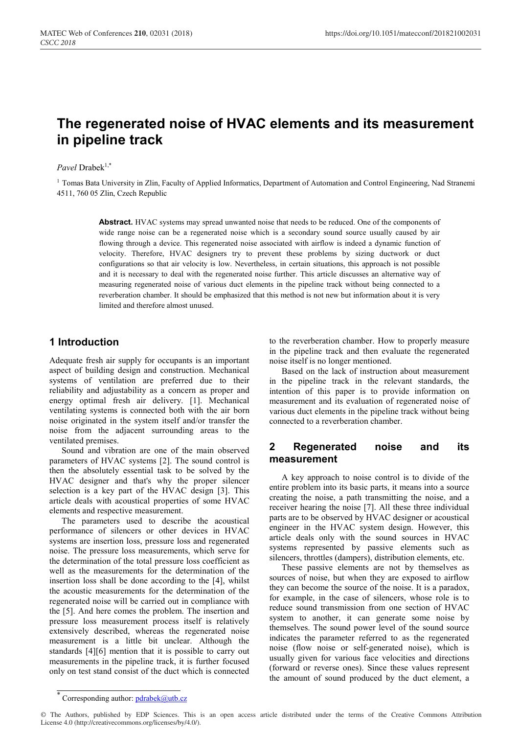# The regenerated noise of HVAC elements and its measurement in pipeline track

*Pavel* Drabek[1,*]

[1] Tomas Bata University in Zlin, Faculty of Applied Informatics, Department of Automation and Control Engineering, Nad Stranemi 4511, 760 05 Zlin, Czech Republic

**Abstract.** HVAC systems may spread unwanted noise that needs to be reduced. One of the components of wide range noise can be a regenerated noise which is a secondary sound source usually caused by air flowing through a device. This regenerated noise associated with airflow is indeed a dynamic function of velocity. Therefore, HVAC designers try to prevent these problems by sizing ductwork or duct configurations so that air velocity is low. Nevertheless, in certain situations, this approach is not possible and it is necessary to deal with the regenerated noise further. This article discusses an alternative way of measuring regenerated noise of various duct elements in the pipeline track without being connected to a reverberation chamber. It should be emphasized that this method is not new but information about it is very limited and therefore almost unused.

## 1 Introduction

Adequate fresh air supply for occupants is an important aspect of building design and construction. Mechanical systems of ventilation are preferred due to their reliability and adjustability as a concern as proper and energy optimal fresh air delivery. [1]. Mechanical ventilating systems is connected both with the air born noise originated in the system itself and/or transfer the noise from the adjacent surrounding areas to the ventilated premises.

Sound and vibration are one of the main observed parameters of HVAC systems [2]. The sound control is then the absolutely essential task to be solved by the HVAC designer and that's why the proper silencer selection is a key part of the HVAC design [3]. This article deals with acoustical properties of some HVAC elements and respective measurement.

The parameters used to describe the acoustical performance of silencers or other devices in HVAC systems are insertion loss, pressure loss and regenerated noise. The pressure loss measurements, which serve for the determination of the total pressure loss coefficient as well as the measurements for the determination of the insertion loss shall be done according to the [4], whilst the acoustic measurements for the determination of the regenerated noise will be carried out in compliance with the [5]. And here comes the problem. The insertion and pressure loss measurement process itself is relatively extensively described, whereas the regenerated noise measurement is a little bit unclear. Although the standards [4][6] mention that it is possible to carry out measurements in the pipeline track, it is further focused only on test stand consist of the duct which is connected to the reverberation chamber. How to properly measure in the pipeline track and then evaluate the regenerated noise itself is no longer mentioned.

Based on the lack of instruction about measurement in the pipeline track in the relevant standards, the intention of this paper is to provide information on measurement and its evaluation of regenerated noise of various duct elements in the pipeline track without being connected to a reverberation chamber.

## 2 Regenerated noise and its measurement

A key approach to noise control is to divide of the entire problem into its basic parts, it means into a source creating the noise, a path transmitting the noise, and a receiver hearing the noise [7]. All these three individual parts are to be observed by HVAC designer or acoustical engineer in the HVAC system design. However, this article deals only with the sound sources in HVAC systems represented by passive elements such as silencers, throttles (dampers), distribution elements, etc.

These passive elements are not by themselves as sources of noise, but when they are exposed to airflow they can become the source of the noise. It is a paradox, for example, in the case of silencers, whose role is to reduce sound transmission from one section of HVAC system to another, it can generate some noise by themselves. The sound power level of the sound source indicates the parameter referred to as the regenerated noise (flow noise or self-generated noise), which is usually given for various face velocities and directions (forward or reverse ones). Since these values represent the amount of sound produced by the duct element, a

---

* Corresponding author: pdrabek@utb.cz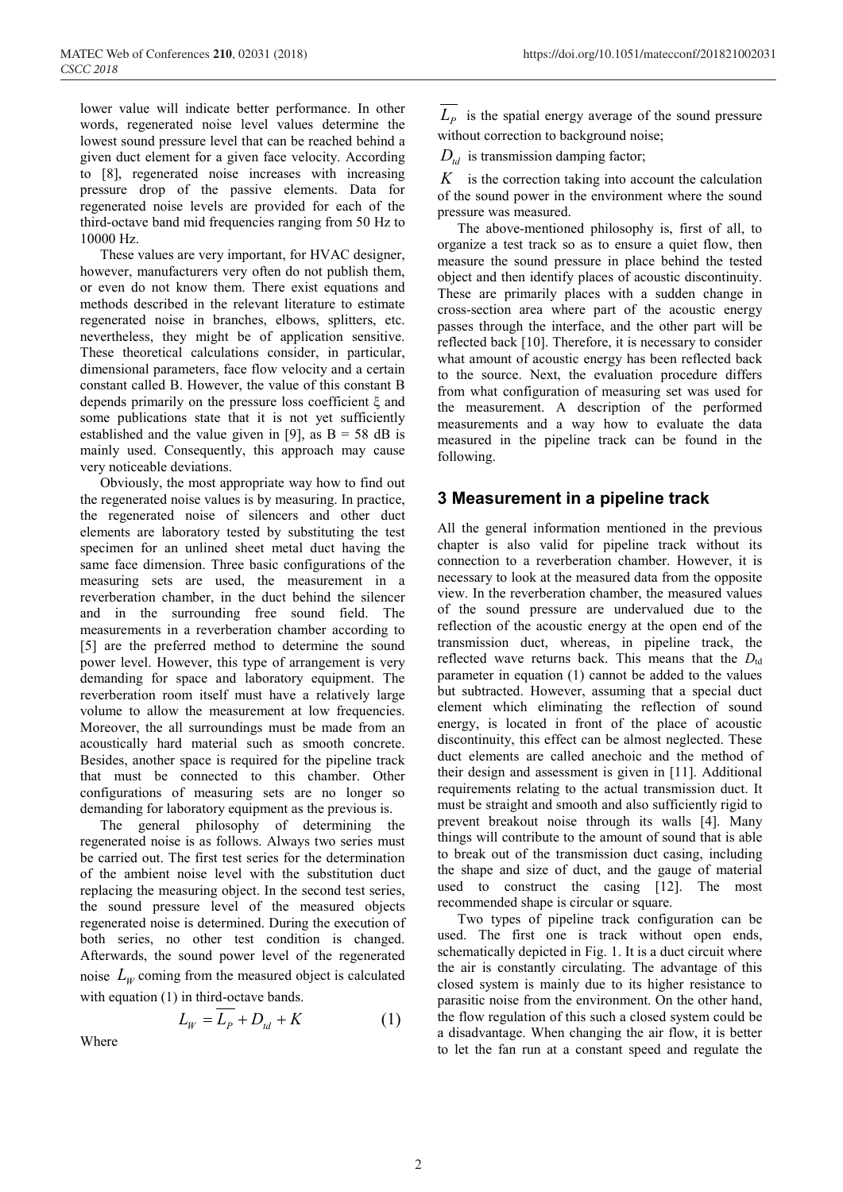lower value will indicate better performance. In other words, regenerated noise level values determine the lowest sound pressure level that can be reached behind a given duct element for a given face velocity. According to [8], regenerated noise increases with increasing pressure drop of the passive elements. Data for regenerated noise levels are provided for each of the third-octave band mid frequencies ranging from 50 Hz to 10000 Hz.

These values are very important, for HVAC designer, however, manufacturers very often do not publish them, or even do not know them. There exist equations and methods described in the relevant literature to estimate regenerated noise in branches, elbows, splitters, etc. nevertheless, they might be of application sensitive. These theoretical calculations consider, in particular, dimensional parameters, face flow velocity and a certain constant called B. However, the value of this constant B depends primarily on the pressure loss coefficient ξ and some publications state that it is not yet sufficiently established and the value given in [9], as B = 58 dB is mainly used. Consequently, this approach may cause very noticeable deviations.

Obviously, the most appropriate way how to find out the regenerated noise values is by measuring. In practice, the regenerated noise of silencers and other duct elements are laboratory tested by substituting the test specimen for an unlined sheet metal duct having the same face dimension. Three basic configurations of the measuring sets are used, the measurement in a reverberation chamber, in the duct behind the silencer and in the surrounding free sound field. The measurements in a reverberation chamber according to [5] are the preferred method to determine the sound power level. However, this type of arrangement is very demanding for space and laboratory equipment. The reverberation room itself must have a relatively large volume to allow the measurement at low frequencies. Moreover, the all surroundings must be made from an acoustically hard material such as smooth concrete. Besides, another space is required for the pipeline track that must be connected to this chamber. Other configurations of measuring sets are no longer so demanding for laboratory equipment as the previous is.

The general philosophy of determining the regenerated noise is as follows. Always two series must be carried out. The first test series for the determination of the ambient noise level with the substitution duct replacing the measuring object. In the second test series, the sound pressure level of the measured objects regenerated noise is determined. During the execution of both series, no other test condition is changed. Afterwards, the sound power level of the regenerated noise $L_W$ coming from the measured object is calculated with equation (1) in third-octave bands.

$$L_W = \overline{L_P} + D_{td} + K \qquad (1)$$

Where

$\overline{L_P}$ is the spatial energy average of the sound pressure without correction to background noise;

$D_{td}$ is transmission damping factor;

$K$ is the correction taking into account the calculation of the sound power in the environment where the sound pressure was measured.

The above-mentioned philosophy is, first of all, to organize a test track so as to ensure a quiet flow, then measure the sound pressure in place behind the tested object and then identify places of acoustic discontinuity. These are primarily places with a sudden change in cross-section area where part of the acoustic energy passes through the interface, and the other part will be reflected back [10]. Therefore, it is necessary to consider what amount of acoustic energy has been reflected back to the source. Next, the evaluation procedure differs from what configuration of measuring set was used for the measurement. A description of the performed measurements and a way how to evaluate the data measured in the pipeline track can be found in the following.

## 3 Measurement in a pipeline track

All the general information mentioned in the previous chapter is also valid for pipeline track without its connection to a reverberation chamber. However, it is necessary to look at the measured data from the opposite view. In the reverberation chamber, the measured values of the sound pressure are undervalued due to the reflection of the acoustic energy at the open end of the transmission duct, whereas, in pipeline track, the reflected wave returns back. This means that the $D_{td}$ parameter in equation (1) cannot be added to the values but subtracted. However, assuming that a special duct element which eliminating the reflection of sound energy, is located in front of the place of acoustic discontinuity, this effect can be almost neglected. These duct elements are called anechoic and the method of their design and assessment is given in [11]. Additional requirements relating to the actual transmission duct. It must be straight and smooth and also sufficiently rigid to prevent breakout noise through its walls [4]. Many things will contribute to the amount of sound that is able to break out of the transmission duct casing, including the shape and size of duct, and the gauge of material used to construct the casing [12]. The most recommended shape is circular or square.

Two types of pipeline track configuration can be used. The first one is track without open ends, schematically depicted in Fig. 1. It is a duct circuit where the air is constantly circulating. The advantage of this closed system is mainly due to its higher resistance to parasitic noise from the environment. On the other hand, the flow regulation of this such a closed system could be a disadvantage. When changing the air flow, it is better to let the fan run at a constant speed and regulate the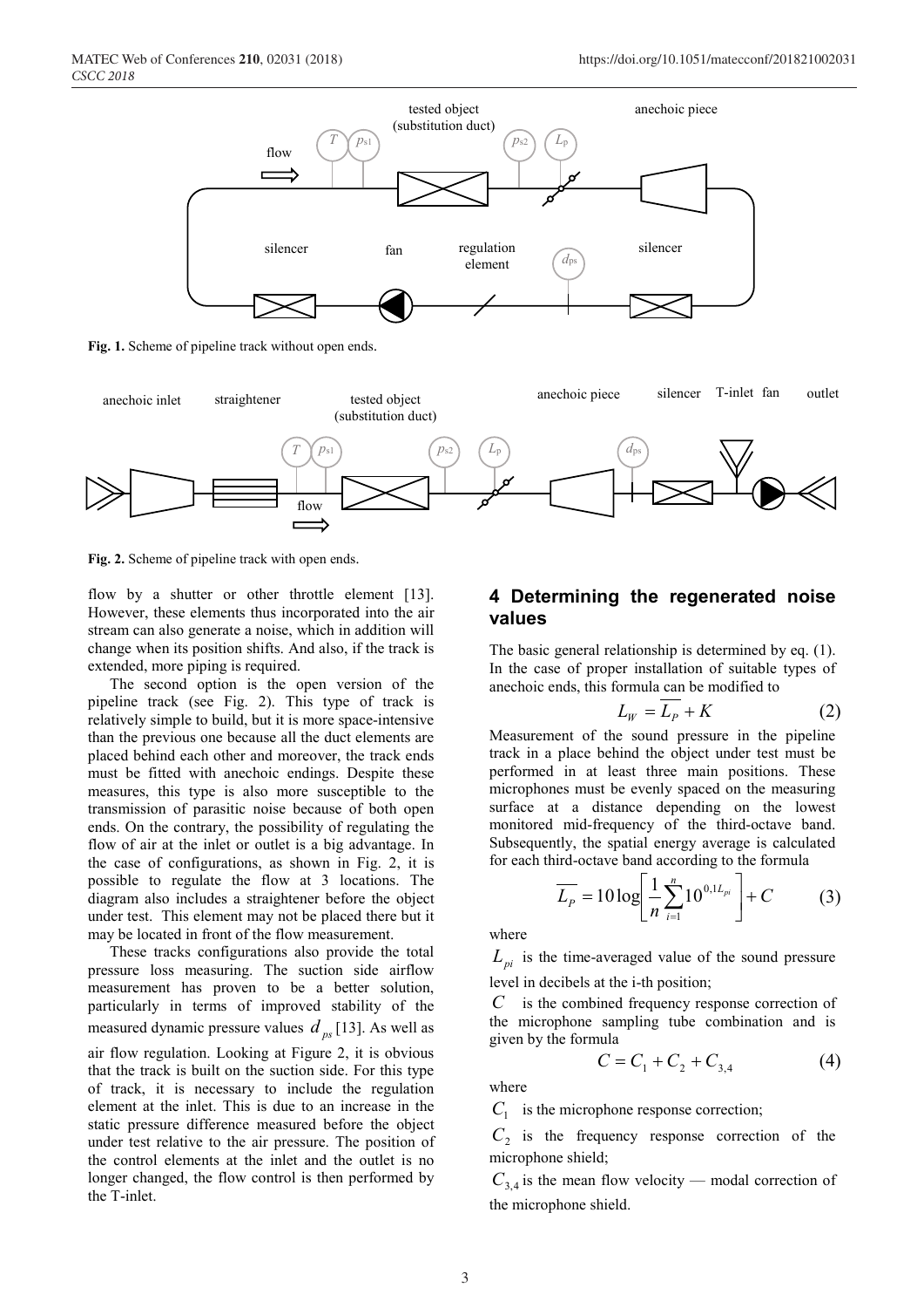Fig. 1. Scheme of pipeline track without open ends.

Fig. 2. Scheme of pipeline track with open ends.

flow by a shutter or other throttle element [13]. However, these elements thus incorporated into the air stream can also generate a noise, which in addition will change when its position shifts. And also, if the track is extended, more piping is required.

The second option is the open version of the pipeline track (see Fig. 2). This type of track is relatively simple to build, but it is more space-intensive than the previous one because all the duct elements are placed behind each other and moreover, the track ends must be fitted with anechoic endings. Despite these measures, this type is also more susceptible to the transmission of parasitic noise because of both open ends. On the contrary, the possibility of regulating the flow of air at the inlet or outlet is a big advantage. In the case of configurations, as shown in Fig. 2, it is possible to regulate the flow at 3 locations. The diagram also includes a straightener before the object under test. This element may not be placed there but it may be located in front of the flow measurement.

These tracks configurations also provide the total pressure loss measuring. The suction side airflow measurement has proven to be a better solution, particularly in terms of improved stability of the measured dynamic pressure values $d_{ps}$ [13]. As well as air flow regulation. Looking at Figure 2, it is obvious that the track is built on the suction side. For this type of track, it is necessary to include the regulation element at the inlet. This is due to an increase in the static pressure difference measured before the object under test relative to the air pressure. The position of the control elements at the inlet and the outlet is no longer changed, the flow control is then performed by the T-inlet.

## 4 Determining the regenerated noise values

The basic general relationship is determined by eq. (1). In the case of proper installation of suitable types of anechoic ends, this formula can be modified to

$$L_W = \overline{L_P} + K \tag{2}$$

Measurement of the sound pressure in the pipeline track in a place behind the object under test must be performed in at least three main positions. These microphones must be evenly spaced on the measuring surface at a distance depending on the lowest monitored mid-frequency of the third-octave band. Subsequently, the spatial energy average is calculated for each third-octave band according to the formula

$$\overline{L_P} = 10\log\left[\frac{1}{n}\sum_{i=1}^{n}10^{0,1L_{pi}}\right] + C \tag{3}$$

where

$L_{pi}$ is the time-averaged value of the sound pressure level in decibels at the i-th position;

$C$ is the combined frequency response correction of the microphone sampling tube combination and is given by the formula

$$C = C_1 + C_2 + C_{3,4} \tag{4}$$

where

$C_1$ is the microphone response correction;

$C_2$ is the frequency response correction of the microphone shield;

$C_{3,4}$ is the mean flow velocity — modal correction of the microphone shield.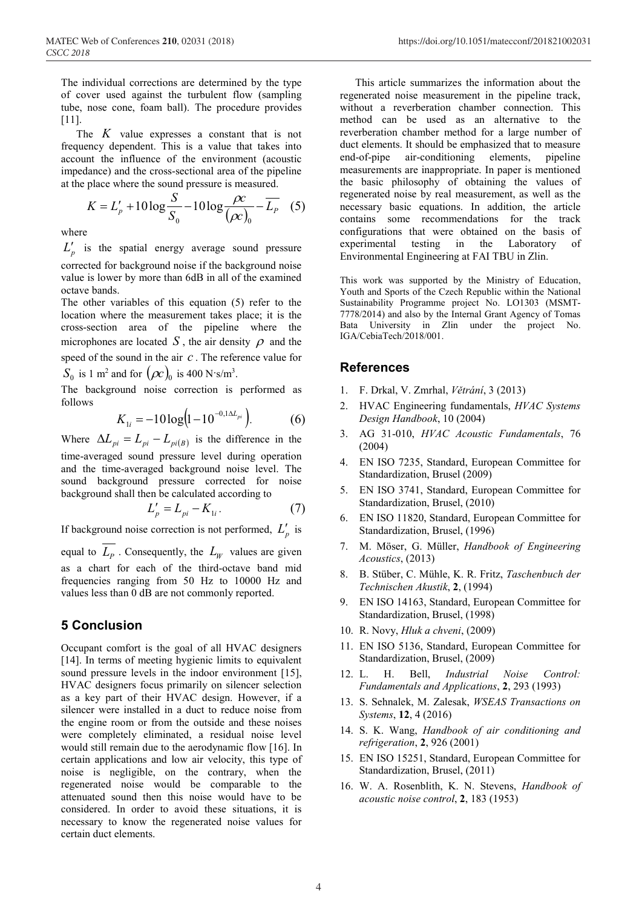The individual corrections are determined by the type of cover used against the turbulent flow (sampling tube, nose cone, foam ball). The procedure provides [11].

The $K$ value expresses a constant that is not frequency dependent. This is a value that takes into account the influence of the environment (acoustic impedance) and the cross-sectional area of the pipeline at the place where the sound pressure is measured.

$$K = L_p' + 10\log\frac{S}{S_0} - 10\log\frac{\rho c}{(\rho c)_0} - \overline{L_P} \quad (5)$$

where

$L_p'$ is the spatial energy average sound pressure corrected for background noise if the background noise value is lower by more than 6dB in all of the examined octave bands.

The other variables of this equation (5) refer to the location where the measurement takes place; it is the cross-section area of the pipeline where the microphones are located $S$, the air density $\rho$ and the speed of the sound in the air $c$. The reference value for $S_0$ is 1 m$^2$ and for $(\rho c)_0$ is 400 N·s/m$^3$.

The background noise correction is performed as follows

$$K_{1i} = -10\log\left(1 - 10^{-0,1\Delta L_{pi}}\right). \quad (6)$$

Where $\Delta L_{pi} = L_{pi} - L_{pi(B)}$ is the difference in the time-averaged sound pressure level during operation and the time-averaged background noise level. The sound background pressure corrected for noise background shall then be calculated according to

$$L_p' = L_{pi} - K_{1i}. \quad (7)$$

If background noise correction is not performed, $L_p'$ is equal to $\overline{L_P}$. Consequently, the $L_W$ values are given as a chart for each of the third-octave band mid frequencies ranging from 50 Hz to 10000 Hz and values less than 0 dB are not commonly reported.

## 5 Conclusion

Occupant comfort is the goal of all HVAC designers [14]. In terms of meeting hygienic limits to equivalent sound pressure levels in the indoor environment [15], HVAC designers focus primarily on silencer selection as a key part of their HVAC design. However, if a silencer were installed in a duct to reduce noise from the engine room or from the outside and these noises were completely eliminated, a residual noise level would still remain due to the aerodynamic flow [16]. In certain applications and low air velocity, this type of noise is negligible, on the contrary, when the regenerated noise would be comparable to the attenuated sound then this noise would have to be considered. In order to avoid these situations, it is necessary to know the regenerated noise values for certain duct elements.

This article summarizes the information about the regenerated noise measurement in the pipeline track, without a reverberation chamber connection. This method can be used as an alternative to the reverberation chamber method for a large number of duct elements. It should be emphasized that to measure end-of-pipe air-conditioning elements, pipeline measurements are inappropriate. In paper is mentioned the basic philosophy of obtaining the values of regenerated noise by real measurement, as well as the necessary basic equations. In addition, the article contains some recommendations for the track configurations that were obtained on the basis of experimental testing in the Laboratory of Environmental Engineering at FAI TBU in Zlin.

This work was supported by the Ministry of Education, Youth and Sports of the Czech Republic within the National Sustainability Programme project No. LO1303 (MSMT-7778/2014) and also by the Internal Grant Agency of Tomas Bata University in Zlin under the project No. IGA/CebiaTech/2018/001.

## References

1. F. Drkal, V. Zmrhal, *Větrání*, 3 (2013)
2. HVAC Engineering fundamentals, *HVAC Systems Design Handbook*, 10 (2004)
3. AG 31-010, *HVAC Acoustic Fundamentals*, 76 (2004)
4. EN ISO 7235, Standard, European Committee for Standardization, Brusel (2009)
5. EN ISO 3741, Standard, European Committee for Standardization, Brusel, (2010)
6. EN ISO 11820, Standard, European Committee for Standardization, Brusel, (1996)
7. M. Möser, G. Müller, *Handbook of Engineering Acoustics*, (2013)
8. B. Stüber, C. Mühle, K. R. Fritz, *Taschenbuch der Technischen Akustik*, **2**, (1994)
9. EN ISO 14163, Standard, European Committee for Standardization, Brusel, (1998)
10. R. Novy, *Hluk a chveni*, (2009)
11. EN ISO 5136, Standard, European Committee for Standardization, Brusel, (2009)
12. L. H. Bell, *Industrial Noise Control: Fundamentals and Applications*, **2**, 293 (1993)
13. S. Sehnalek, M. Zalesak, *WSEAS Transactions on Systems*, **12**, 4 (2016)
14. S. K. Wang, *Handbook of air conditioning and refrigeration*, **2**, 926 (2001)
15. EN ISO 15251, Standard, European Committee for Standardization, Brusel, (2011)
16. W. A. Rosenblith, K. N. Stevens, *Handbook of acoustic noise control*, **2**, 183 (1953)